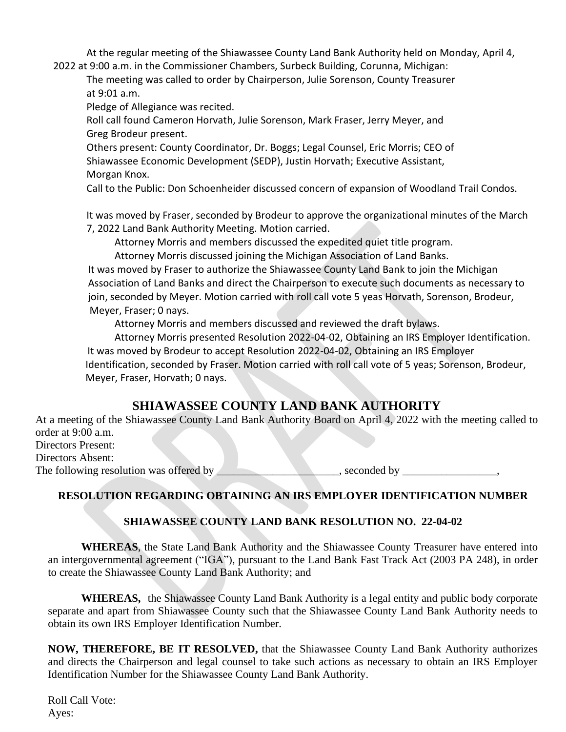At the regular meeting of the Shiawassee County Land Bank Authority held on Monday, April 4, 2022 at 9:00 a.m. in the Commissioner Chambers, Surbeck Building, Corunna, Michigan:

The meeting was called to order by Chairperson, Julie Sorenson, County Treasurer at 9:01 a.m.

Pledge of Allegiance was recited.

Roll call found Cameron Horvath, Julie Sorenson, Mark Fraser, Jerry Meyer, and Greg Brodeur present.

Others present: County Coordinator, Dr. Boggs; Legal Counsel, Eric Morris; CEO of Shiawassee Economic Development (SEDP), Justin Horvath; Executive Assistant, Morgan Knox.

Call to the Public: Don Schoenheider discussed concern of expansion of Woodland Trail Condos.

It was moved by Fraser, seconded by Brodeur to approve the organizational minutes of the March 7, 2022 Land Bank Authority Meeting. Motion carried.

Attorney Morris and members discussed the expedited quiet title program.

Attorney Morris discussed joining the Michigan Association of Land Banks.

It was moved by Fraser to authorize the Shiawassee County Land Bank to join the Michigan Association of Land Banks and direct the Chairperson to execute such documents as necessary to join, seconded by Meyer. Motion carried with roll call vote 5 yeas Horvath, Sorenson, Brodeur, Meyer, Fraser; 0 nays.

Attorney Morris and members discussed and reviewed the draft bylaws.

Attorney Morris presented Resolution 2022-04-02, Obtaining an IRS Employer Identification.

It was moved by Brodeur to accept Resolution 2022-04-02, Obtaining an IRS Employer Identification, seconded by Fraser. Motion carried with roll call vote of 5 yeas; Sorenson, Brodeur, Meyer, Fraser, Horvath; 0 nays.

## SHIAWASSEE COUNTY LAND BANK AUTHORITY

At a meeting of the Shiawassee County Land Bank Authority Board on April 4, 2022 with the meeting called to order at 9:00 a.m.

Directors Present:

Directors Absent:

The following resolution was offered by ______________________, seconded by _________________,

### RESOLUTION REGARDING OBTAINING AN IRS EMPLOYER IDENTIFICATION NUMBER

### SHIAWASSEE COUNTY LAND BANK RESOLUTION NO. 22-04-02

**WHEREAS**, the State Land Bank Authority and the Shiawassee County Treasurer have entered into an intergovernmental agreement ("IGA"), pursuant to the Land Bank Fast Track Act (2003 PA 248), in order to create the Shiawassee County Land Bank Authority; and

**WHEREAS,** the Shiawassee County Land Bank Authority is a legal entity and public body corporate separate and apart from Shiawassee County such that the Shiawassee County Land Bank Authority needs to obtain its own IRS Employer Identification Number.

**NOW, THEREFORE, BE IT RESOLVED,** that the Shiawassee County Land Bank Authority authorizes and directs the Chairperson and legal counsel to take such actions as necessary to obtain an IRS Employer Identification Number for the Shiawassee County Land Bank Authority.

Roll Call Vote:

Ayes: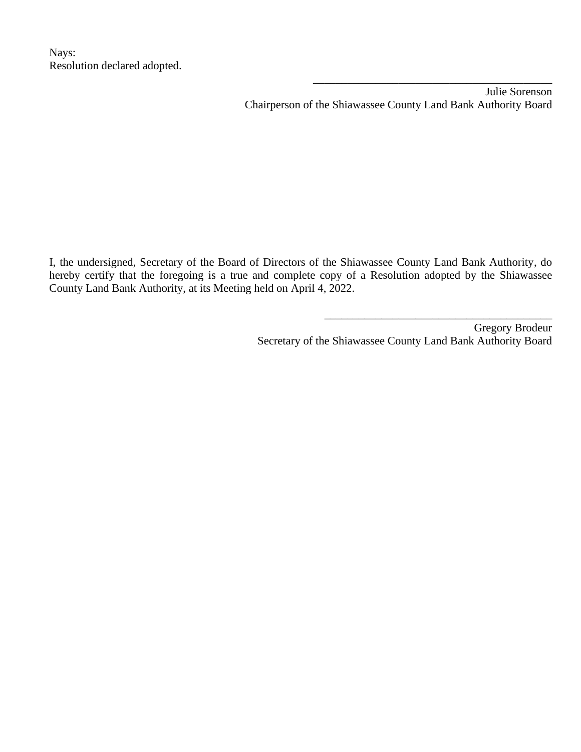Nays:
Resolution declared adopted.

\_\_\_\_\_\_\_\_\_\_\_\_\_\_\_\_\_\_\_\_\_\_\_\_\_\_\_\_\_\_\_\_\_\_\_\_\_\_\_\_\_\_\_\_

Julie Sorenson
Chairperson of the Shiawassee County Land Bank Authority Board

I, the undersigned, Secretary of the Board of Directors of the Shiawassee County Land Bank Authority, do hereby certify that the foregoing is a true and complete copy of a Resolution adopted by the Shiawassee County Land Bank Authority, at its Meeting held on April 4, 2022.

\_\_\_\_\_\_\_\_\_\_\_\_\_\_\_\_\_\_\_\_\_\_\_\_\_\_\_\_\_\_\_\_\_\_\_\_\_\_\_\_\_\_\_\_

Gregory Brodeur
Secretary of the Shiawassee County Land Bank Authority Board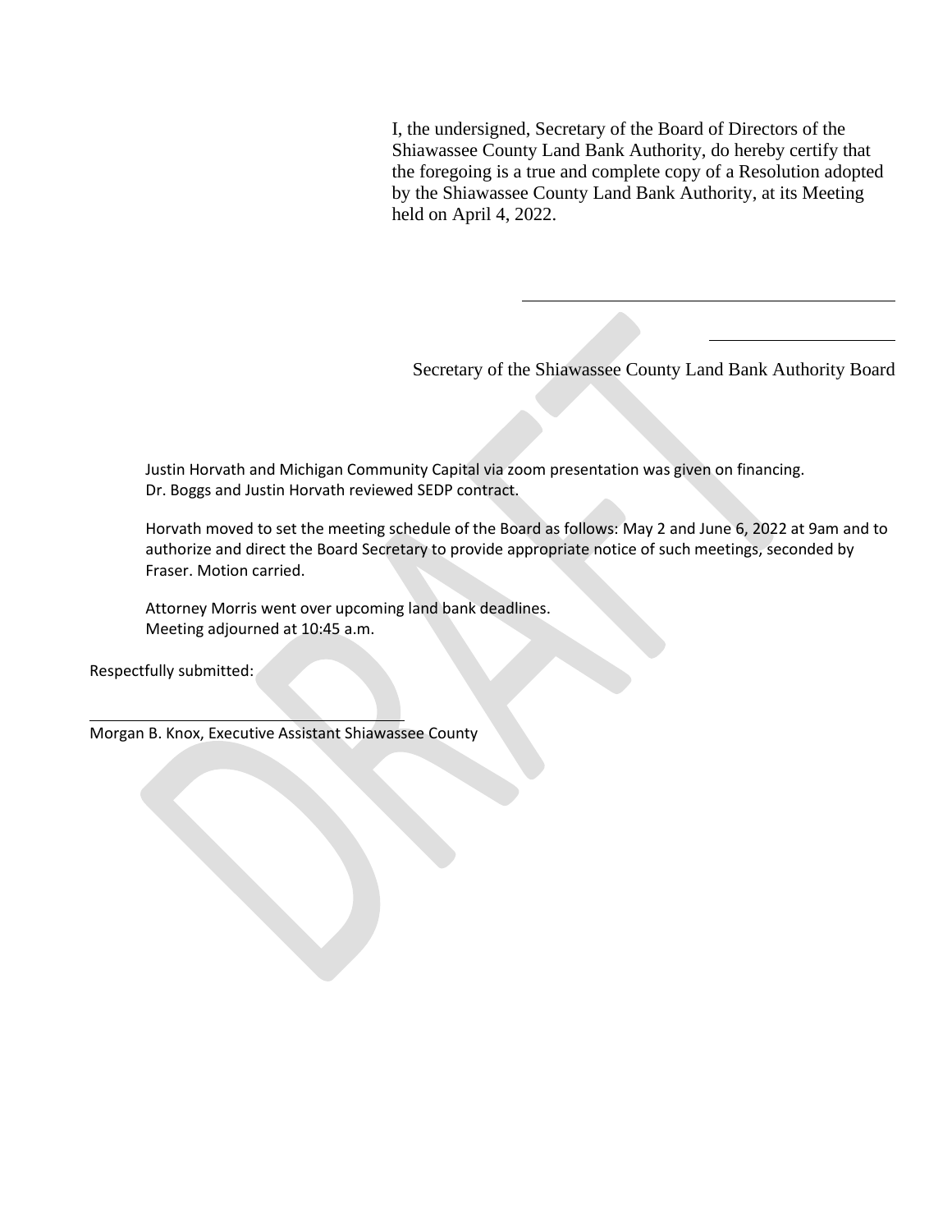I, the undersigned, Secretary of the Board of Directors of the Shiawassee County Land Bank Authority, do hereby certify that the foregoing is a true and complete copy of a Resolution adopted by the Shiawassee County Land Bank Authority, at its Meeting held on April 4, 2022.

\_\_\_\_\_\_\_\_\_\_\_\_\_\_\_\_\_\_\_\_\_\_\_\_\_\_\_\_\_\_\_\_\_\_\_\_\_\_\_\_

Secretary of the Shiawassee County Land Bank Authority Board

Justin Horvath and Michigan Community Capital via zoom presentation was given on financing.
Dr. Boggs and Justin Horvath reviewed SEDP contract.

Horvath moved to set the meeting schedule of the Board as follows: May 2 and June 6, 2022 at 9am and to authorize and direct the Board Secretary to provide appropriate notice of such meetings, seconded by Fraser. Motion carried.

Attorney Morris went over upcoming land bank deadlines.
Meeting adjourned at 10:45 a.m.

Respectfully submitted:

\_\_\_\_\_\_\_\_\_\_\_\_\_\_\_\_\_\_\_\_\_\_\_\_\_\_\_\_\_\_\_\_\_\_\_\_\_\_\_\_

Morgan B. Knox, Executive Assistant Shiawassee County